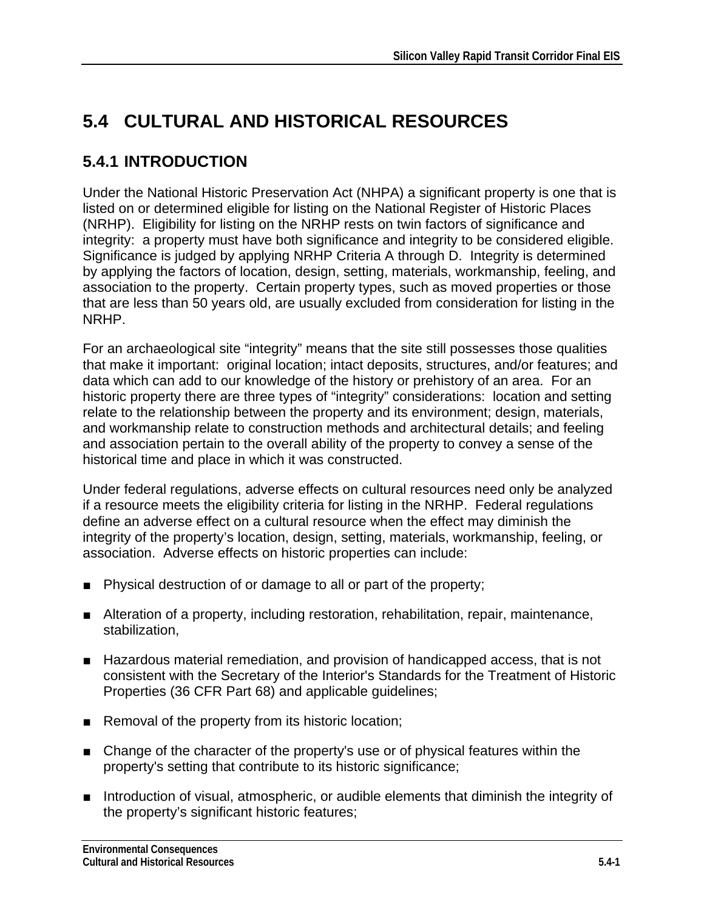# 5.4 CULTURAL AND HISTORICAL RESOURCES

## 5.4.1 INTRODUCTION

Under the National Historic Preservation Act (NHPA) a significant property is one that is listed on or determined eligible for listing on the National Register of Historic Places (NRHP). Eligibility for listing on the NRHP rests on twin factors of significance and integrity: a property must have both significance and integrity to be considered eligible. Significance is judged by applying NRHP Criteria A through D. Integrity is determined by applying the factors of location, design, setting, materials, workmanship, feeling, and association to the property. Certain property types, such as moved properties or those that are less than 50 years old, are usually excluded from consideration for listing in the NRHP.

For an archaeological site "integrity" means that the site still possesses those qualities that make it important: original location; intact deposits, structures, and/or features; and data which can add to our knowledge of the history or prehistory of an area. For an historic property there are three types of "integrity" considerations: location and setting relate to the relationship between the property and its environment; design, materials, and workmanship relate to construction methods and architectural details; and feeling and association pertain to the overall ability of the property to convey a sense of the historical time and place in which it was constructed.

Under federal regulations, adverse effects on cultural resources need only be analyzed if a resource meets the eligibility criteria for listing in the NRHP. Federal regulations define an adverse effect on a cultural resource when the effect may diminish the integrity of the property's location, design, setting, materials, workmanship, feeling, or association. Adverse effects on historic properties can include:

- Physical destruction of or damage to all or part of the property;
- Alteration of a property, including restoration, rehabilitation, repair, maintenance, stabilization,
- Hazardous material remediation, and provision of handicapped access, that is not consistent with the Secretary of the Interior's Standards for the Treatment of Historic Properties (36 CFR Part 68) and applicable guidelines;
- Removal of the property from its historic location;
- Change of the character of the property's use or of physical features within the property's setting that contribute to its historic significance;
- Introduction of visual, atmospheric, or audible elements that diminish the integrity of the property's significant historic features;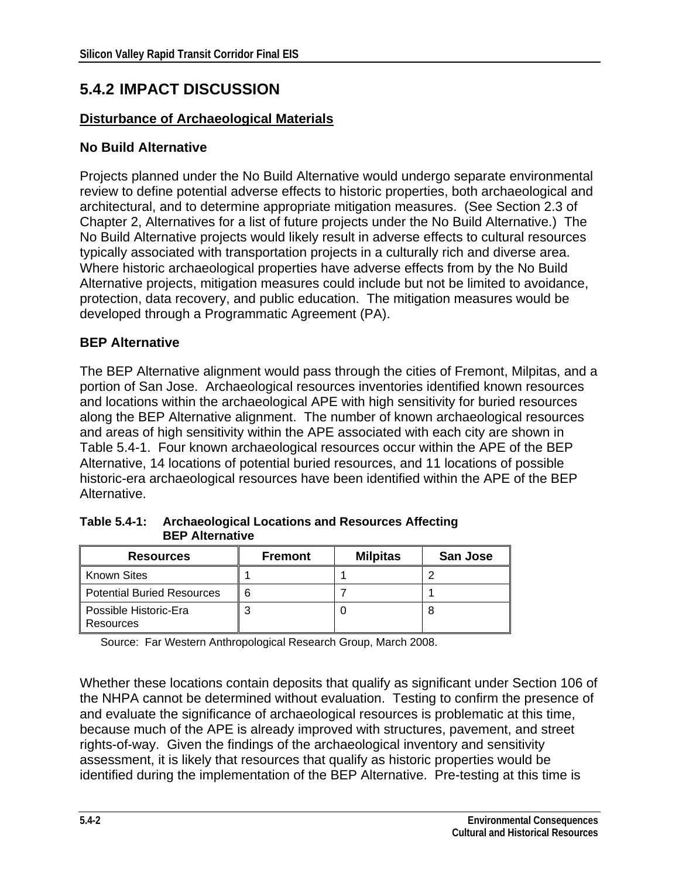## 5.4.2 IMPACT DISCUSSION

**Disturbance of Archaeological Materials**

### No Build Alternative

Projects planned under the No Build Alternative would undergo separate environmental review to define potential adverse effects to historic properties, both archaeological and architectural, and to determine appropriate mitigation measures. (See Section 2.3 of Chapter 2, Alternatives for a list of future projects under the No Build Alternative.) The No Build Alternative projects would likely result in adverse effects to cultural resources typically associated with transportation projects in a culturally rich and diverse area. Where historic archaeological properties have adverse effects from by the No Build Alternative projects, mitigation measures could include but not be limited to avoidance, protection, data recovery, and public education. The mitigation measures would be developed through a Programmatic Agreement (PA).

### BEP Alternative

The BEP Alternative alignment would pass through the cities of Fremont, Milpitas, and a portion of San Jose. Archaeological resources inventories identified known resources and locations within the archaeological APE with high sensitivity for buried resources along the BEP Alternative alignment. The number of known archaeological resources and areas of high sensitivity within the APE associated with each city are shown in Table 5.4-1. Four known archaeological resources occur within the APE of the BEP Alternative, 14 locations of potential buried resources, and 11 locations of possible historic-era archaeological resources have been identified within the APE of the BEP Alternative.

**Table 5.4-1: Archaeological Locations and Resources Affecting BEP Alternative**

| Resources | Fremont | Milpitas | San Jose |
|---|---|---|---|
| Known Sites | 1 | 1 | 2 |
| Potential Buried Resources | 6 | 7 | 1 |
| Possible Historic-Era Resources | 3 | 0 | 8 |

Source: Far Western Anthropological Research Group, March 2008.

Whether these locations contain deposits that qualify as significant under Section 106 of the NHPA cannot be determined without evaluation. Testing to confirm the presence of and evaluate the significance of archaeological resources is problematic at this time, because much of the APE is already improved with structures, pavement, and street rights-of-way. Given the findings of the archaeological inventory and sensitivity assessment, it is likely that resources that qualify as historic properties would be identified during the implementation of the BEP Alternative. Pre-testing at this time is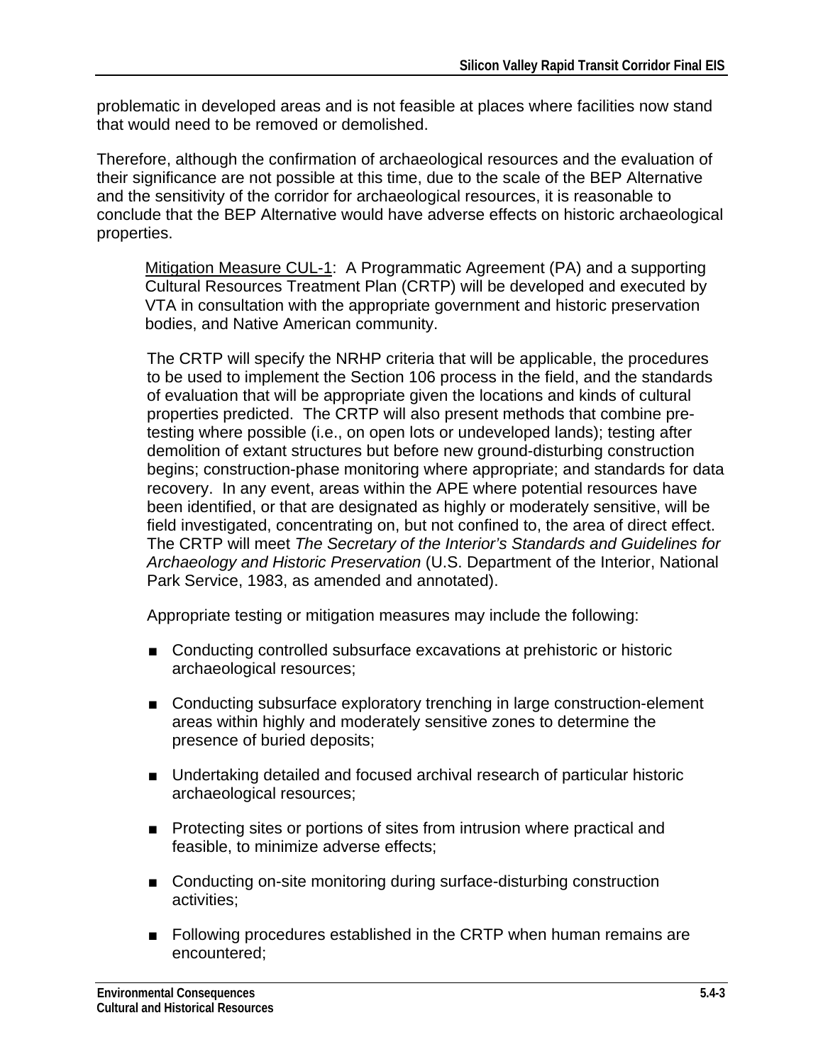problematic in developed areas and is not feasible at places where facilities now stand that would need to be removed or demolished.

Therefore, although the confirmation of archaeological resources and the evaluation of their significance are not possible at this time, due to the scale of the BEP Alternative and the sensitivity of the corridor for archaeological resources, it is reasonable to conclude that the BEP Alternative would have adverse effects on historic archaeological properties.

> <u>Mitigation Measure CUL-1</u>: A Programmatic Agreement (PA) and a supporting Cultural Resources Treatment Plan (CRTP) will be developed and executed by VTA in consultation with the appropriate government and historic preservation bodies, and Native American community.
>
> The CRTP will specify the NRHP criteria that will be applicable, the procedures to be used to implement the Section 106 process in the field, and the standards of evaluation that will be appropriate given the locations and kinds of cultural properties predicted. The CRTP will also present methods that combine pre-testing where possible (i.e., on open lots or undeveloped lands); testing after demolition of extant structures but before new ground-disturbing construction begins; construction-phase monitoring where appropriate; and standards for data recovery. In any event, areas within the APE where potential resources have been identified, or that are designated as highly or moderately sensitive, will be field investigated, concentrating on, but not confined to, the area of direct effect. The CRTP will meet *The Secretary of the Interior's Standards and Guidelines for Archaeology and Historic Preservation* (U.S. Department of the Interior, National Park Service, 1983, as amended and annotated).
>
> Appropriate testing or mitigation measures may include the following:
>
> - Conducting controlled subsurface excavations at prehistoric or historic archaeological resources;
> - Conducting subsurface exploratory trenching in large construction-element areas within highly and moderately sensitive zones to determine the presence of buried deposits;
> - Undertaking detailed and focused archival research of particular historic archaeological resources;
> - Protecting sites or portions of sites from intrusion where practical and feasible, to minimize adverse effects;
> - Conducting on-site monitoring during surface-disturbing construction activities;
> - Following procedures established in the CRTP when human remains are encountered;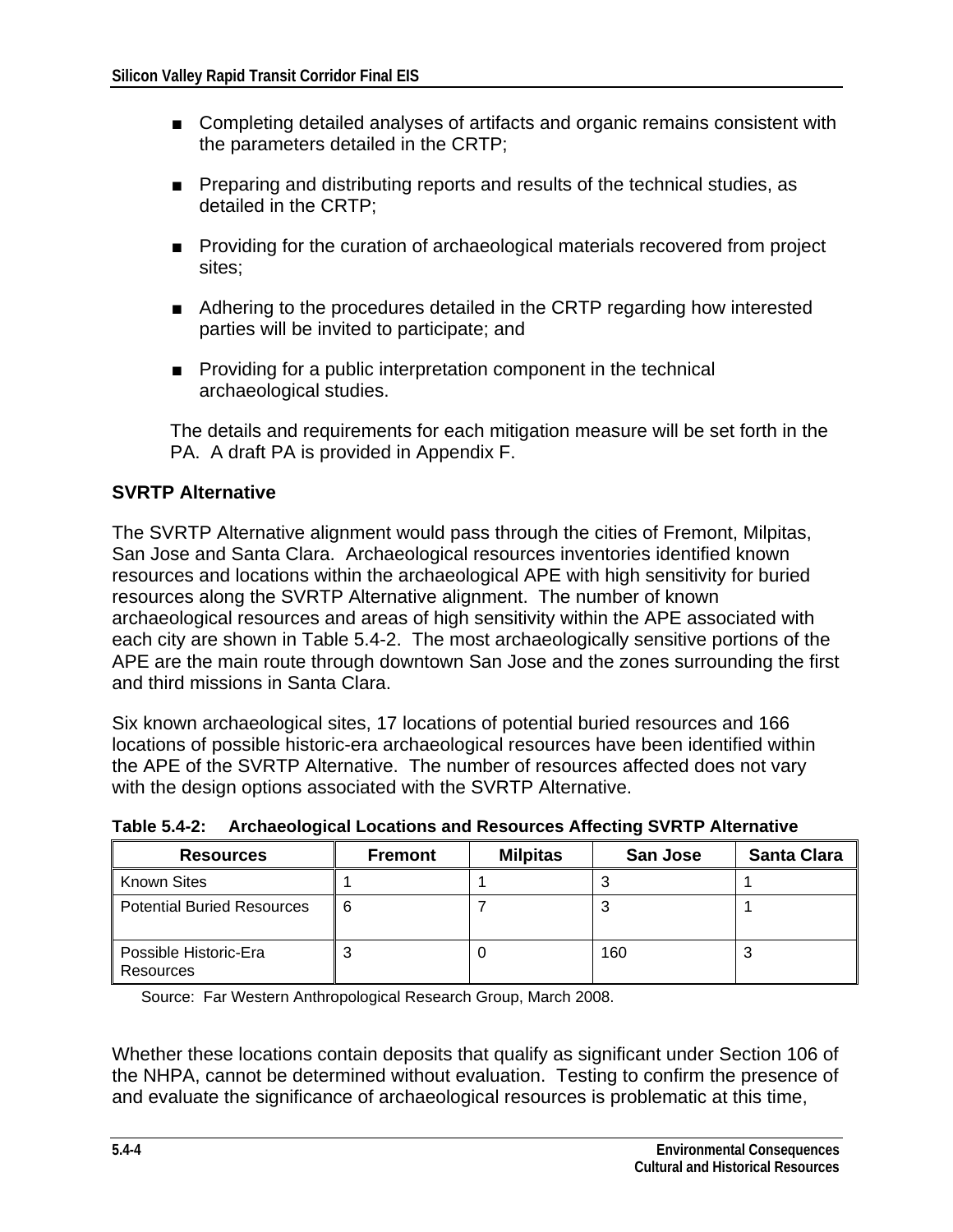- Completing detailed analyses of artifacts and organic remains consistent with the parameters detailed in the CRTP;
- Preparing and distributing reports and results of the technical studies, as detailed in the CRTP;
- Providing for the curation of archaeological materials recovered from project sites;
- Adhering to the procedures detailed in the CRTP regarding how interested parties will be invited to participate; and
- Providing for a public interpretation component in the technical archaeological studies.

The details and requirements for each mitigation measure will be set forth in the PA. A draft PA is provided in Appendix F.

**SVRTP Alternative**

The SVRTP Alternative alignment would pass through the cities of Fremont, Milpitas, San Jose and Santa Clara. Archaeological resources inventories identified known resources and locations within the archaeological APE with high sensitivity for buried resources along the SVRTP Alternative alignment. The number of known archaeological resources and areas of high sensitivity within the APE associated with each city are shown in Table 5.4-2. The most archaeologically sensitive portions of the APE are the main route through downtown San Jose and the zones surrounding the first and third missions in Santa Clara.

Six known archaeological sites, 17 locations of potential buried resources and 166 locations of possible historic-era archaeological resources have been identified within the APE of the SVRTP Alternative. The number of resources affected does not vary with the design options associated with the SVRTP Alternative.

**Table 5.4-2: Archaeological Locations and Resources Affecting SVRTP Alternative**

| Resources | Fremont | Milpitas | San Jose | Santa Clara |
|---|---|---|---|---|
| Known Sites | 1 | 1 | 3 | 1 |
| Potential Buried Resources | 6 | 7 | 3 | 1 |
| Possible Historic-Era Resources | 3 | 0 | 160 | 3 |

Source: Far Western Anthropological Research Group, March 2008.

Whether these locations contain deposits that qualify as significant under Section 106 of the NHPA, cannot be determined without evaluation. Testing to confirm the presence of and evaluate the significance of archaeological resources is problematic at this time,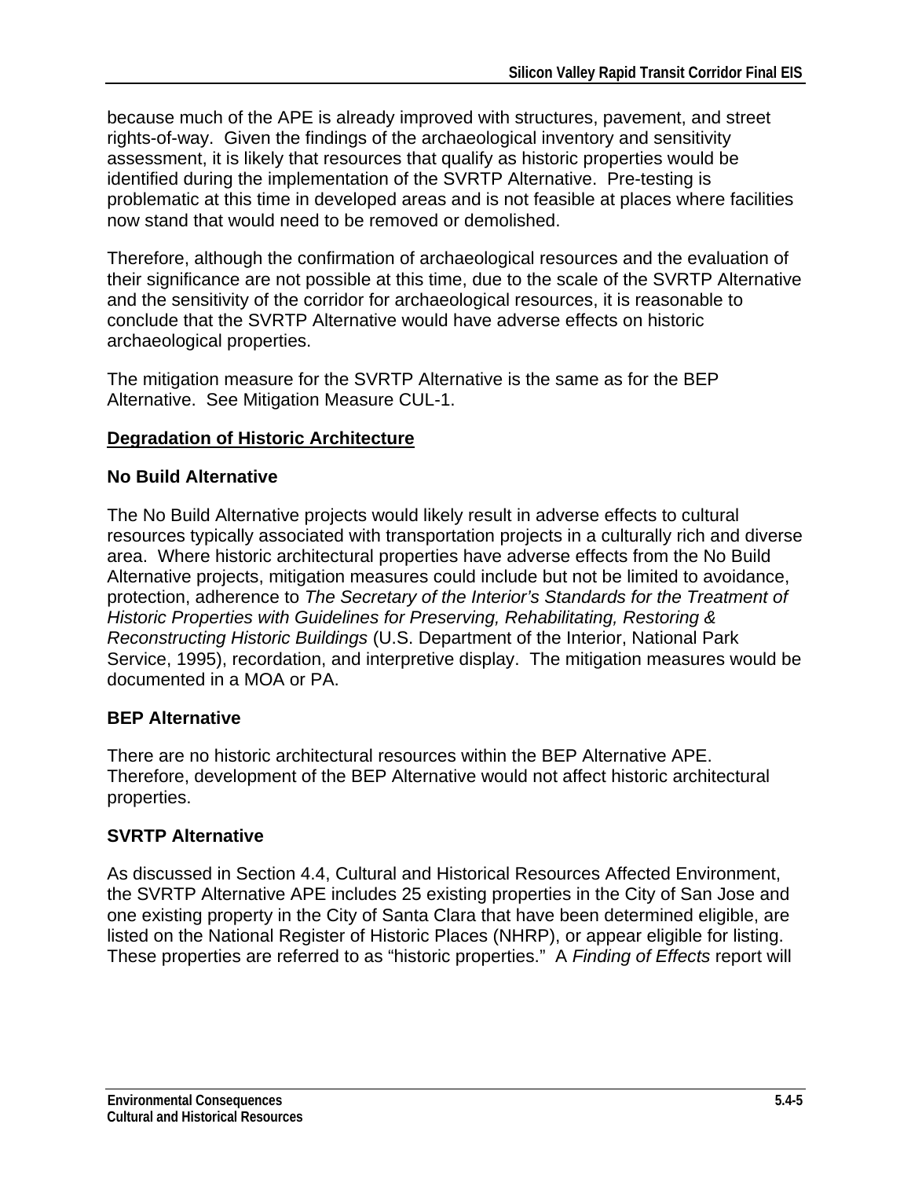because much of the APE is already improved with structures, pavement, and street rights-of-way. Given the findings of the archaeological inventory and sensitivity assessment, it is likely that resources that qualify as historic properties would be identified during the implementation of the SVRTP Alternative. Pre-testing is problematic at this time in developed areas and is not feasible at places where facilities now stand that would need to be removed or demolished.

Therefore, although the confirmation of archaeological resources and the evaluation of their significance are not possible at this time, due to the scale of the SVRTP Alternative and the sensitivity of the corridor for archaeological resources, it is reasonable to conclude that the SVRTP Alternative would have adverse effects on historic archaeological properties.

The mitigation measure for the SVRTP Alternative is the same as for the BEP Alternative. See Mitigation Measure CUL-1.

**Degradation of Historic Architecture**

### No Build Alternative

The No Build Alternative projects would likely result in adverse effects to cultural resources typically associated with transportation projects in a culturally rich and diverse area. Where historic architectural properties have adverse effects from the No Build Alternative projects, mitigation measures could include but not be limited to avoidance, protection, adherence to *The Secretary of the Interior's Standards for the Treatment of Historic Properties with Guidelines for Preserving, Rehabilitating, Restoring & Reconstructing Historic Buildings* (U.S. Department of the Interior, National Park Service, 1995), recordation, and interpretive display. The mitigation measures would be documented in a MOA or PA.

### BEP Alternative

There are no historic architectural resources within the BEP Alternative APE. Therefore, development of the BEP Alternative would not affect historic architectural properties.

### SVRTP Alternative

As discussed in Section 4.4, Cultural and Historical Resources Affected Environment, the SVRTP Alternative APE includes 25 existing properties in the City of San Jose and one existing property in the City of Santa Clara that have been determined eligible, are listed on the National Register of Historic Places (NHRP), or appear eligible for listing. These properties are referred to as "historic properties." A *Finding of Effects* report will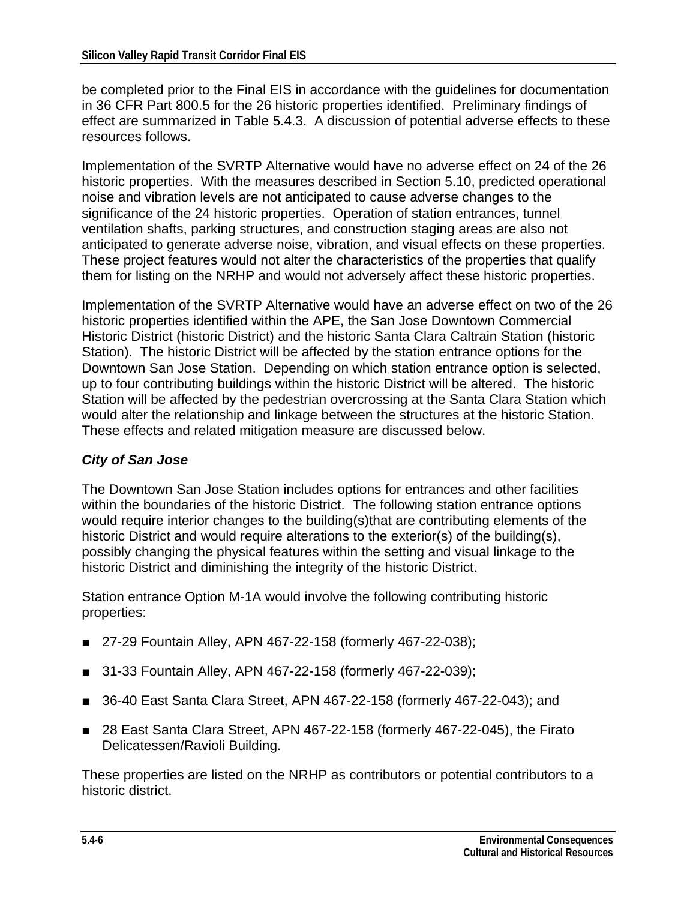be completed prior to the Final EIS in accordance with the guidelines for documentation in 36 CFR Part 800.5 for the 26 historic properties identified. Preliminary findings of effect are summarized in Table 5.4.3. A discussion of potential adverse effects to these resources follows.

Implementation of the SVRTP Alternative would have no adverse effect on 24 of the 26 historic properties. With the measures described in Section 5.10, predicted operational noise and vibration levels are not anticipated to cause adverse changes to the significance of the 24 historic properties. Operation of station entrances, tunnel ventilation shafts, parking structures, and construction staging areas are also not anticipated to generate adverse noise, vibration, and visual effects on these properties. These project features would not alter the characteristics of the properties that qualify them for listing on the NRHP and would not adversely affect these historic properties.

Implementation of the SVRTP Alternative would have an adverse effect on two of the 26 historic properties identified within the APE, the San Jose Downtown Commercial Historic District (historic District) and the historic Santa Clara Caltrain Station (historic Station). The historic District will be affected by the station entrance options for the Downtown San Jose Station. Depending on which station entrance option is selected, up to four contributing buildings within the historic District will be altered. The historic Station will be affected by the pedestrian overcrossing at the Santa Clara Station which would alter the relationship and linkage between the structures at the historic Station. These effects and related mitigation measure are discussed below.

***City of San Jose***

The Downtown San Jose Station includes options for entrances and other facilities within the boundaries of the historic District. The following station entrance options would require interior changes to the building(s)that are contributing elements of the historic District and would require alterations to the exterior(s) of the building(s), possibly changing the physical features within the setting and visual linkage to the historic District and diminishing the integrity of the historic District.

Station entrance Option M-1A would involve the following contributing historic properties:

- 27-29 Fountain Alley, APN 467-22-158 (formerly 467-22-038);
- 31-33 Fountain Alley, APN 467-22-158 (formerly 467-22-039);
- 36-40 East Santa Clara Street, APN 467-22-158 (formerly 467-22-043); and
- 28 East Santa Clara Street, APN 467-22-158 (formerly 467-22-045), the Firato Delicatessen/Ravioli Building.

These properties are listed on the NRHP as contributors or potential contributors to a historic district.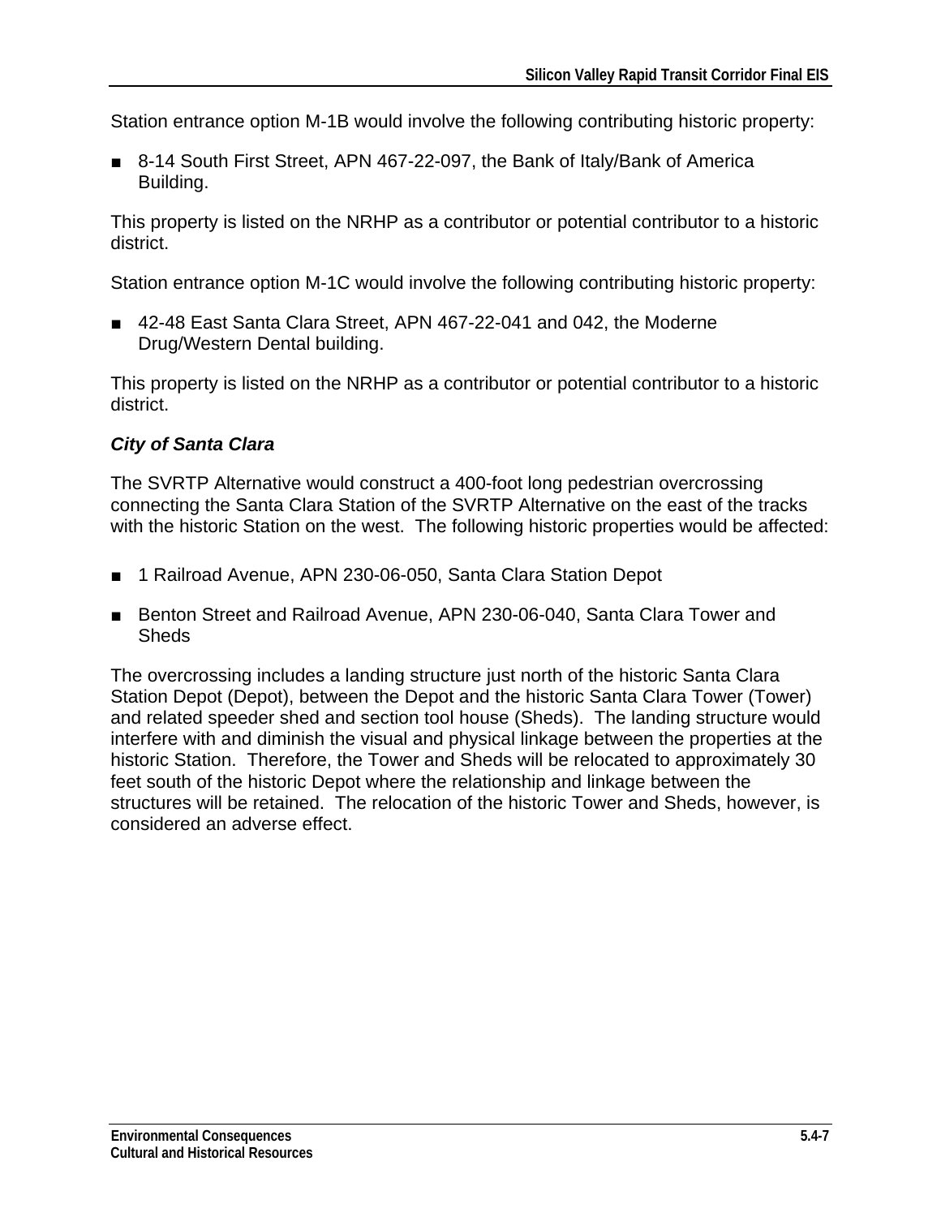Station entrance option M-1B would involve the following contributing historic property:

- 8-14 South First Street, APN 467-22-097, the Bank of Italy/Bank of America Building.

This property is listed on the NRHP as a contributor or potential contributor to a historic district.

Station entrance option M-1C would involve the following contributing historic property:

- 42-48 East Santa Clara Street, APN 467-22-041 and 042, the Moderne Drug/Western Dental building.

This property is listed on the NRHP as a contributor or potential contributor to a historic district.

### *City of Santa Clara*

The SVRTP Alternative would construct a 400-foot long pedestrian overcrossing connecting the Santa Clara Station of the SVRTP Alternative on the east of the tracks with the historic Station on the west. The following historic properties would be affected:

- 1 Railroad Avenue, APN 230-06-050, Santa Clara Station Depot
- Benton Street and Railroad Avenue, APN 230-06-040, Santa Clara Tower and Sheds

The overcrossing includes a landing structure just north of the historic Santa Clara Station Depot (Depot), between the Depot and the historic Santa Clara Tower (Tower) and related speeder shed and section tool house (Sheds). The landing structure would interfere with and diminish the visual and physical linkage between the properties at the historic Station. Therefore, the Tower and Sheds will be relocated to approximately 30 feet south of the historic Depot where the relationship and linkage between the structures will be retained. The relocation of the historic Tower and Sheds, however, is considered an adverse effect.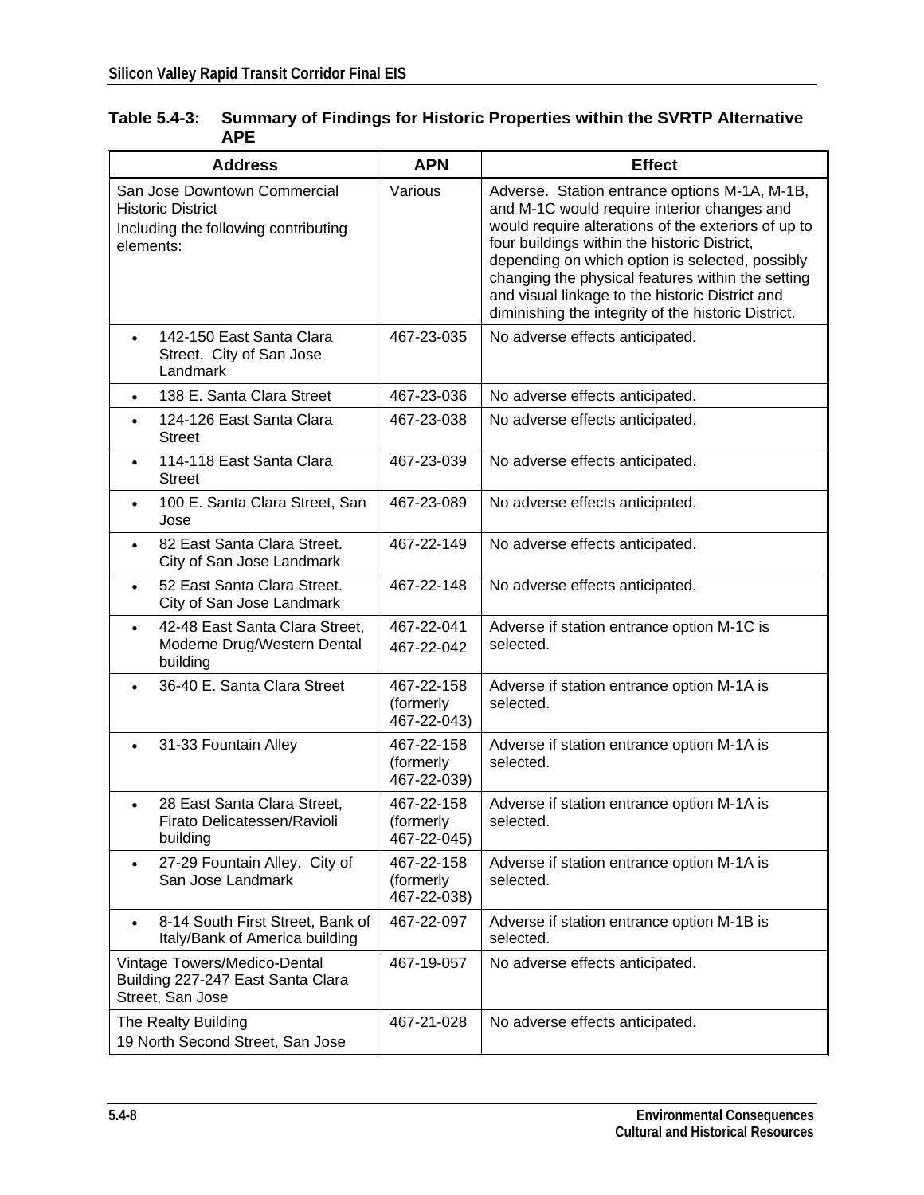**Table 5.4-3: Summary of Findings for Historic Properties within the SVRTP Alternative APE**

| Address | APN | Effect |
|---|---|---|
| San Jose Downtown Commercial Historic District<br>Including the following contributing elements: | Various | Adverse. Station entrance options M-1A, M-1B, and M-1C would require interior changes and would require alterations of the exteriors of up to four buildings within the historic District, depending on which option is selected, possibly changing the physical features within the setting and visual linkage to the historic District and diminishing the integrity of the historic District. |
| • 142-150 East Santa Clara Street. City of San Jose Landmark | 467-23-035 | No adverse effects anticipated. |
| • 138 E. Santa Clara Street | 467-23-036 | No adverse effects anticipated. |
| • 124-126 East Santa Clara Street | 467-23-038 | No adverse effects anticipated. |
| • 114-118 East Santa Clara Street | 467-23-039 | No adverse effects anticipated. |
| • 100 E. Santa Clara Street, San Jose | 467-23-089 | No adverse effects anticipated. |
| • 82 East Santa Clara Street. City of San Jose Landmark | 467-22-149 | No adverse effects anticipated. |
| • 52 East Santa Clara Street. City of San Jose Landmark | 467-22-148 | No adverse effects anticipated. |
| • 42-48 East Santa Clara Street, Moderne Drug/Western Dental building | 467-22-041<br>467-22-042 | Adverse if station entrance option M-1C is selected. |
| • 36-40 E. Santa Clara Street | 467-22-158 (formerly 467-22-043) | Adverse if station entrance option M-1A is selected. |
| • 31-33 Fountain Alley | 467-22-158 (formerly 467-22-039) | Adverse if station entrance option M-1A is selected. |
| • 28 East Santa Clara Street, Firato Delicatessen/Ravioli building | 467-22-158 (formerly 467-22-045) | Adverse if station entrance option M-1A is selected. |
| • 27-29 Fountain Alley. City of San Jose Landmark | 467-22-158 (formerly 467-22-038) | Adverse if station entrance option M-1A is selected. |
| • 8-14 South First Street, Bank of Italy/Bank of America building | 467-22-097 | Adverse if station entrance option M-1B is selected. |
| Vintage Towers/Medico-Dental Building 227-247 East Santa Clara Street, San Jose | 467-19-057 | No adverse effects anticipated. |
| The Realty Building<br>19 North Second Street, San Jose | 467-21-028 | No adverse effects anticipated. |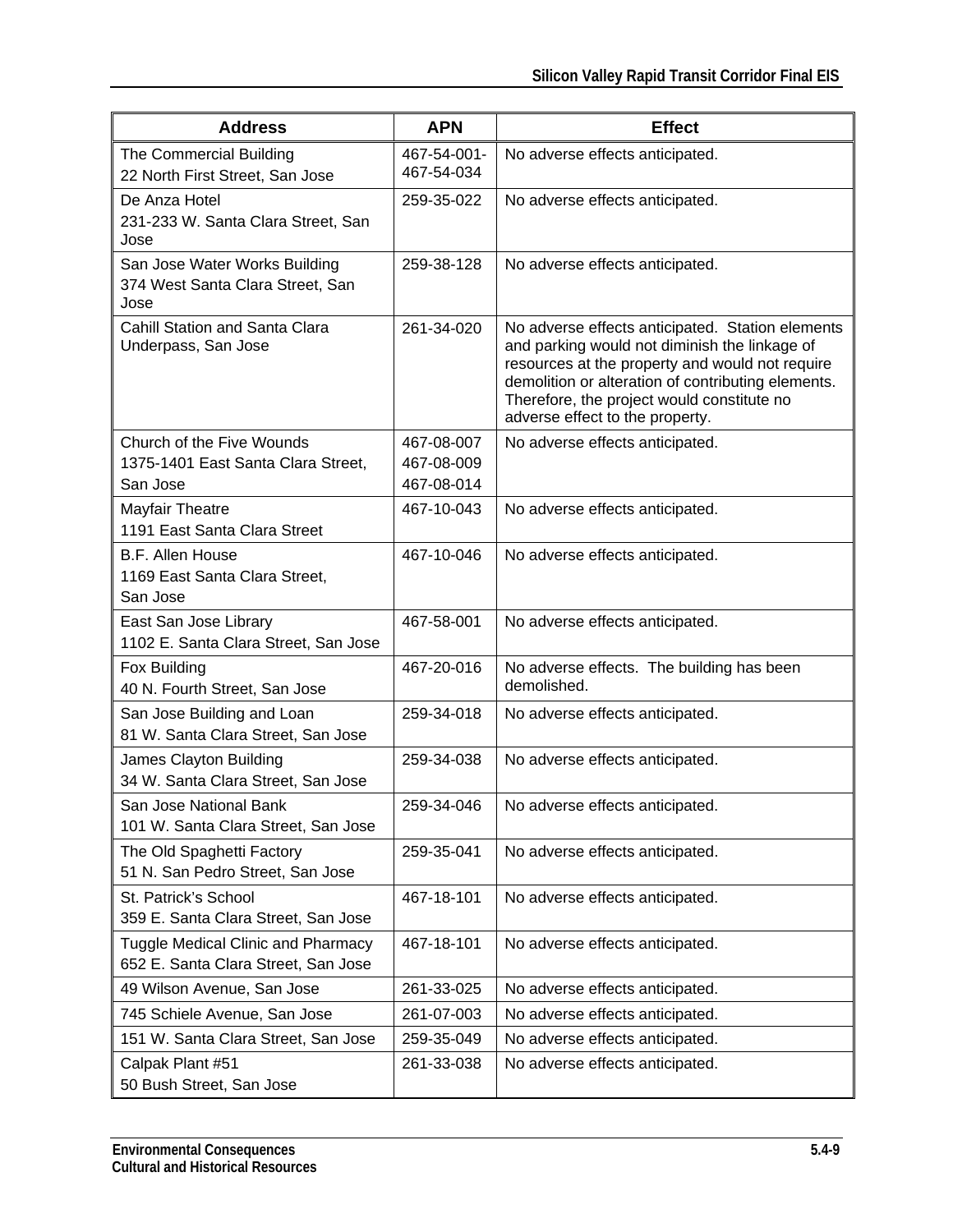| Address | APN | Effect |
|---|---|---|
| The Commercial Building<br>22 North First Street, San Jose | 467-54-001-<br>467-54-034 | No adverse effects anticipated. |
| De Anza Hotel<br>231-233 W. Santa Clara Street, San Jose | 259-35-022 | No adverse effects anticipated. |
| San Jose Water Works Building<br>374 West Santa Clara Street, San Jose | 259-38-128 | No adverse effects anticipated. |
| Cahill Station and Santa Clara Underpass, San Jose | 261-34-020 | No adverse effects anticipated. Station elements and parking would not diminish the linkage of resources at the property and would not require demolition or alteration of contributing elements. Therefore, the project would constitute no adverse effect to the property. |
| Church of the Five Wounds<br>1375-1401 East Santa Clara Street, San Jose | 467-08-007<br>467-08-009<br>467-08-014 | No adverse effects anticipated. |
| Mayfair Theatre<br>1191 East Santa Clara Street | 467-10-043 | No adverse effects anticipated. |
| B.F. Allen House<br>1169 East Santa Clara Street, San Jose | 467-10-046 | No adverse effects anticipated. |
| East San Jose Library<br>1102 E. Santa Clara Street, San Jose | 467-58-001 | No adverse effects anticipated. |
| Fox Building<br>40 N. Fourth Street, San Jose | 467-20-016 | No adverse effects. The building has been demolished. |
| San Jose Building and Loan<br>81 W. Santa Clara Street, San Jose | 259-34-018 | No adverse effects anticipated. |
| James Clayton Building<br>34 W. Santa Clara Street, San Jose | 259-34-038 | No adverse effects anticipated. |
| San Jose National Bank<br>101 W. Santa Clara Street, San Jose | 259-34-046 | No adverse effects anticipated. |
| The Old Spaghetti Factory<br>51 N. San Pedro Street, San Jose | 259-35-041 | No adverse effects anticipated. |
| St. Patrick's School<br>359 E. Santa Clara Street, San Jose | 467-18-101 | No adverse effects anticipated. |
| Tuggle Medical Clinic and Pharmacy<br>652 E. Santa Clara Street, San Jose | 467-18-101 | No adverse effects anticipated. |
| 49 Wilson Avenue, San Jose | 261-33-025 | No adverse effects anticipated. |
| 745 Schiele Avenue, San Jose | 261-07-003 | No adverse effects anticipated. |
| 151 W. Santa Clara Street, San Jose | 259-35-049 | No adverse effects anticipated. |
| Calpak Plant #51<br>50 Bush Street, San Jose | 261-33-038 | No adverse effects anticipated. |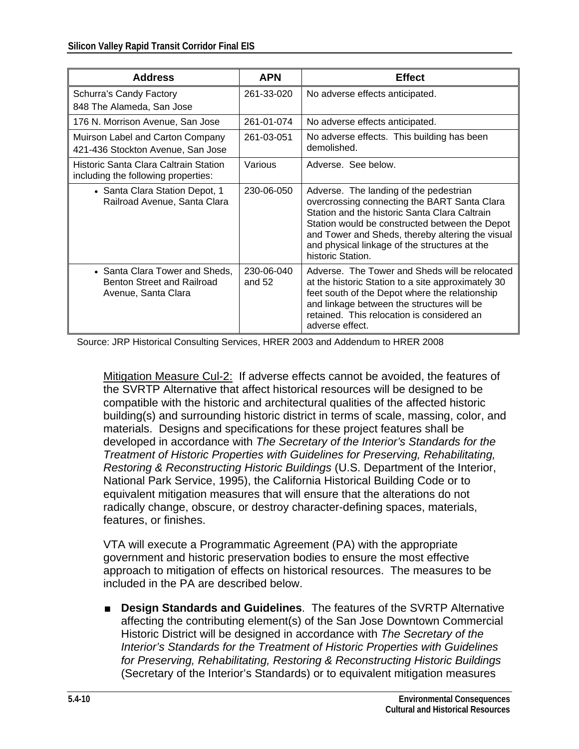| Address | APN | Effect |
| --- | --- | --- |
| Schurra's Candy Factory<br>848 The Alameda, San Jose | 261-33-020 | No adverse effects anticipated. |
| 176 N. Morrison Avenue, San Jose | 261-01-074 | No adverse effects anticipated. |
| Muirson Label and Carton Company<br>421-436 Stockton Avenue, San Jose | 261-03-051 | No adverse effects. This building has been demolished. |
| Historic Santa Clara Caltrain Station including the following properties: | Various | Adverse. See below. |
| • Santa Clara Station Depot, 1 Railroad Avenue, Santa Clara | 230-06-050 | Adverse. The landing of the pedestrian overcrossing connecting the BART Santa Clara Station and the historic Santa Clara Caltrain Station would be constructed between the Depot and Tower and Sheds, thereby altering the visual and physical linkage of the structures at the historic Station. |
| • Santa Clara Tower and Sheds, Benton Street and Railroad Avenue, Santa Clara | 230-06-040 and 52 | Adverse. The Tower and Sheds will be relocated at the historic Station to a site approximately 30 feet south of the Depot where the relationship and linkage between the structures will be retained. This relocation is considered an adverse effect. |

Source: JRP Historical Consulting Services, HRER 2003 and Addendum to HRER 2008

Mitigation Measure Cul-2: If adverse effects cannot be avoided, the features of the SVRTP Alternative that affect historical resources will be designed to be compatible with the historic and architectural qualities of the affected historic building(s) and surrounding historic district in terms of scale, massing, color, and materials. Designs and specifications for these project features shall be developed in accordance with *The Secretary of the Interior's Standards for the Treatment of Historic Properties with Guidelines for Preserving, Rehabilitating, Restoring & Reconstructing Historic Buildings* (U.S. Department of the Interior, National Park Service, 1995), the California Historical Building Code or to equivalent mitigation measures that will ensure that the alterations do not radically change, obscure, or destroy character-defining spaces, materials, features, or finishes.

VTA will execute a Programmatic Agreement (PA) with the appropriate government and historic preservation bodies to ensure the most effective approach to mitigation of effects on historical resources. The measures to be included in the PA are described below.

- **Design Standards and Guidelines**. The features of the SVRTP Alternative affecting the contributing element(s) of the San Jose Downtown Commercial Historic District will be designed in accordance with *The Secretary of the Interior's Standards for the Treatment of Historic Properties with Guidelines for Preserving, Rehabilitating, Restoring & Reconstructing Historic Buildings* (Secretary of the Interior's Standards) or to equivalent mitigation measures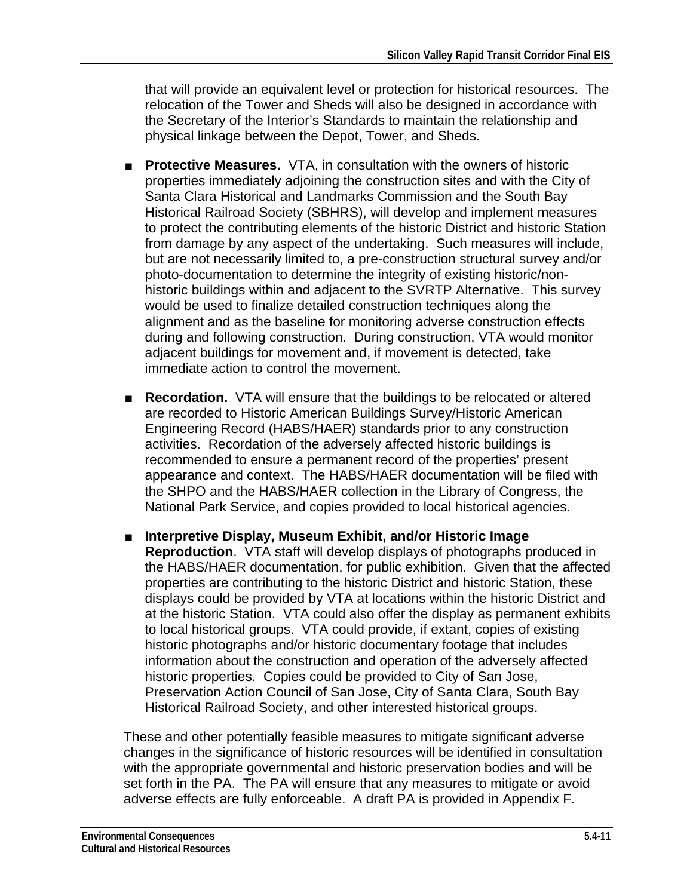that will provide an equivalent level or protection for historical resources. The relocation of the Tower and Sheds will also be designed in accordance with the Secretary of the Interior's Standards to maintain the relationship and physical linkage between the Depot, Tower, and Sheds.

- **Protective Measures.** VTA, in consultation with the owners of historic properties immediately adjoining the construction sites and with the City of Santa Clara Historical and Landmarks Commission and the South Bay Historical Railroad Society (SBHRS), will develop and implement measures to protect the contributing elements of the historic District and historic Station from damage by any aspect of the undertaking. Such measures will include, but are not necessarily limited to, a pre-construction structural survey and/or photo-documentation to determine the integrity of existing historic/non-historic buildings within and adjacent to the SVRTP Alternative. This survey would be used to finalize detailed construction techniques along the alignment and as the baseline for monitoring adverse construction effects during and following construction. During construction, VTA would monitor adjacent buildings for movement and, if movement is detected, take immediate action to control the movement.

- **Recordation.** VTA will ensure that the buildings to be relocated or altered are recorded to Historic American Buildings Survey/Historic American Engineering Record (HABS/HAER) standards prior to any construction activities. Recordation of the adversely affected historic buildings is recommended to ensure a permanent record of the properties' present appearance and context. The HABS/HAER documentation will be filed with the SHPO and the HABS/HAER collection in the Library of Congress, the National Park Service, and copies provided to local historical agencies.

- **Interpretive Display, Museum Exhibit, and/or Historic Image Reproduction**. VTA staff will develop displays of photographs produced in the HABS/HAER documentation, for public exhibition. Given that the affected properties are contributing to the historic District and historic Station, these displays could be provided by VTA at locations within the historic District and at the historic Station. VTA could also offer the display as permanent exhibits to local historical groups. VTA could provide, if extant, copies of existing historic photographs and/or historic documentary footage that includes information about the construction and operation of the adversely affected historic properties. Copies could be provided to City of San Jose, Preservation Action Council of San Jose, City of Santa Clara, South Bay Historical Railroad Society, and other interested historical groups.

These and other potentially feasible measures to mitigate significant adverse changes in the significance of historic resources will be identified in consultation with the appropriate governmental and historic preservation bodies and will be set forth in the PA. The PA will ensure that any measures to mitigate or avoid adverse effects are fully enforceable. A draft PA is provided in Appendix F.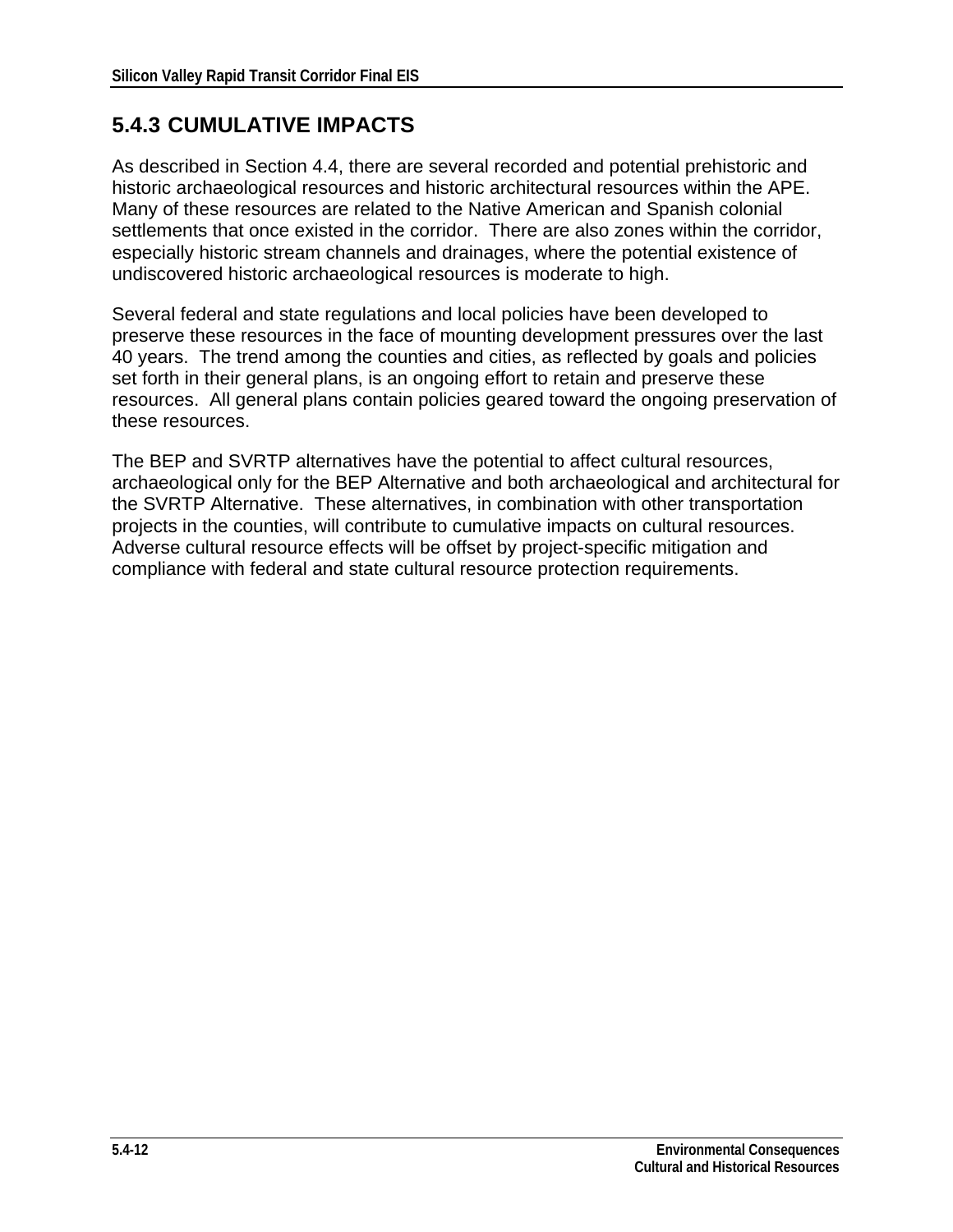## 5.4.3 CUMULATIVE IMPACTS

As described in Section 4.4, there are several recorded and potential prehistoric and historic archaeological resources and historic architectural resources within the APE. Many of these resources are related to the Native American and Spanish colonial settlements that once existed in the corridor. There are also zones within the corridor, especially historic stream channels and drainages, where the potential existence of undiscovered historic archaeological resources is moderate to high.

Several federal and state regulations and local policies have been developed to preserve these resources in the face of mounting development pressures over the last 40 years. The trend among the counties and cities, as reflected by goals and policies set forth in their general plans, is an ongoing effort to retain and preserve these resources. All general plans contain policies geared toward the ongoing preservation of these resources.

The BEP and SVRTP alternatives have the potential to affect cultural resources, archaeological only for the BEP Alternative and both archaeological and architectural for the SVRTP Alternative. These alternatives, in combination with other transportation projects in the counties, will contribute to cumulative impacts on cultural resources. Adverse cultural resource effects will be offset by project-specific mitigation and compliance with federal and state cultural resource protection requirements.